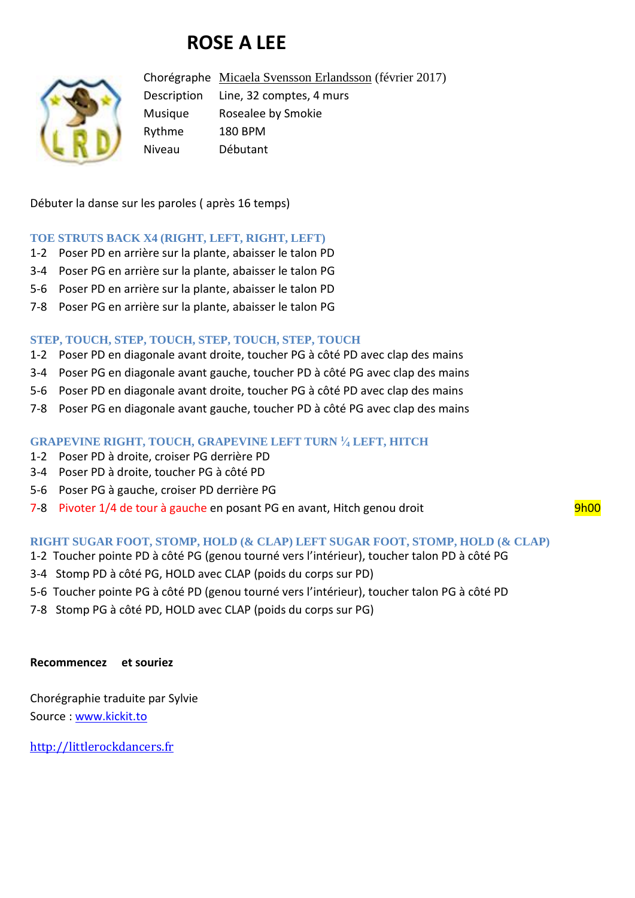# ROSE A LEE

| | |
|---|---|
| Chorégraphe | Micaela Svensson Erlandsson (février 2017) |
| Description | Line, 32 comptes, 4 murs |
| Musique | Rosealee by Smokie |
| Rythme | 180 BPM |
| Niveau | Débutant |

Débuter la danse sur les paroles ( après 16 temps)

### TOE STRUTS BACK X4 (RIGHT, LEFT, RIGHT, LEFT)

1-2 Poser PD en arrière sur la plante, abaisser le talon PD
3-4 Poser PG en arrière sur la plante, abaisser le talon PG
5-6 Poser PD en arrière sur la plante, abaisser le talon PD
7-8 Poser PG en arrière sur la plante, abaisser le talon PG

### STEP, TOUCH, STEP, TOUCH, STEP, TOUCH, STEP, TOUCH

1-2 Poser PD en diagonale avant droite, toucher PG à côté PD avec clap des mains
3-4 Poser PG en diagonale avant gauche, toucher PD à côté PG avec clap des mains
5-6 Poser PD en diagonale avant droite, toucher PG à côté PD avec clap des mains
7-8 Poser PG en diagonale avant gauche, toucher PD à côté PG avec clap des mains

### GRAPEVINE RIGHT, TOUCH, GRAPEVINE LEFT TURN ¼ LEFT, HITCH

1-2 Poser PD à droite, croiser PG derrière PD
3-4 Poser PD à droite, toucher PG à côté PD
5-6 Poser PG à gauche, croiser PD derrière PG
7-8 Pivoter 1/4 de tour à gauche en posant PG en avant, Hitch genou droit — 9h00

### RIGHT SUGAR FOOT, STOMP, HOLD (& CLAP) LEFT SUGAR FOOT, STOMP, HOLD (& CLAP)

1-2 Toucher pointe PD à côté PG (genou tourné vers l'intérieur), toucher talon PD à côté PG
3-4 Stomp PD à côté PG, HOLD avec CLAP (poids du corps sur PD)
5-6 Toucher pointe PG à côté PD (genou tourné vers l'intérieur), toucher talon PG à côté PD
7-8 Stomp PG à côté PD, HOLD avec CLAP (poids du corps sur PG)

**Recommencez et souriez**

Chorégraphie traduite par Sylvie
Source : www.kickit.to

http://littlerockdancers.fr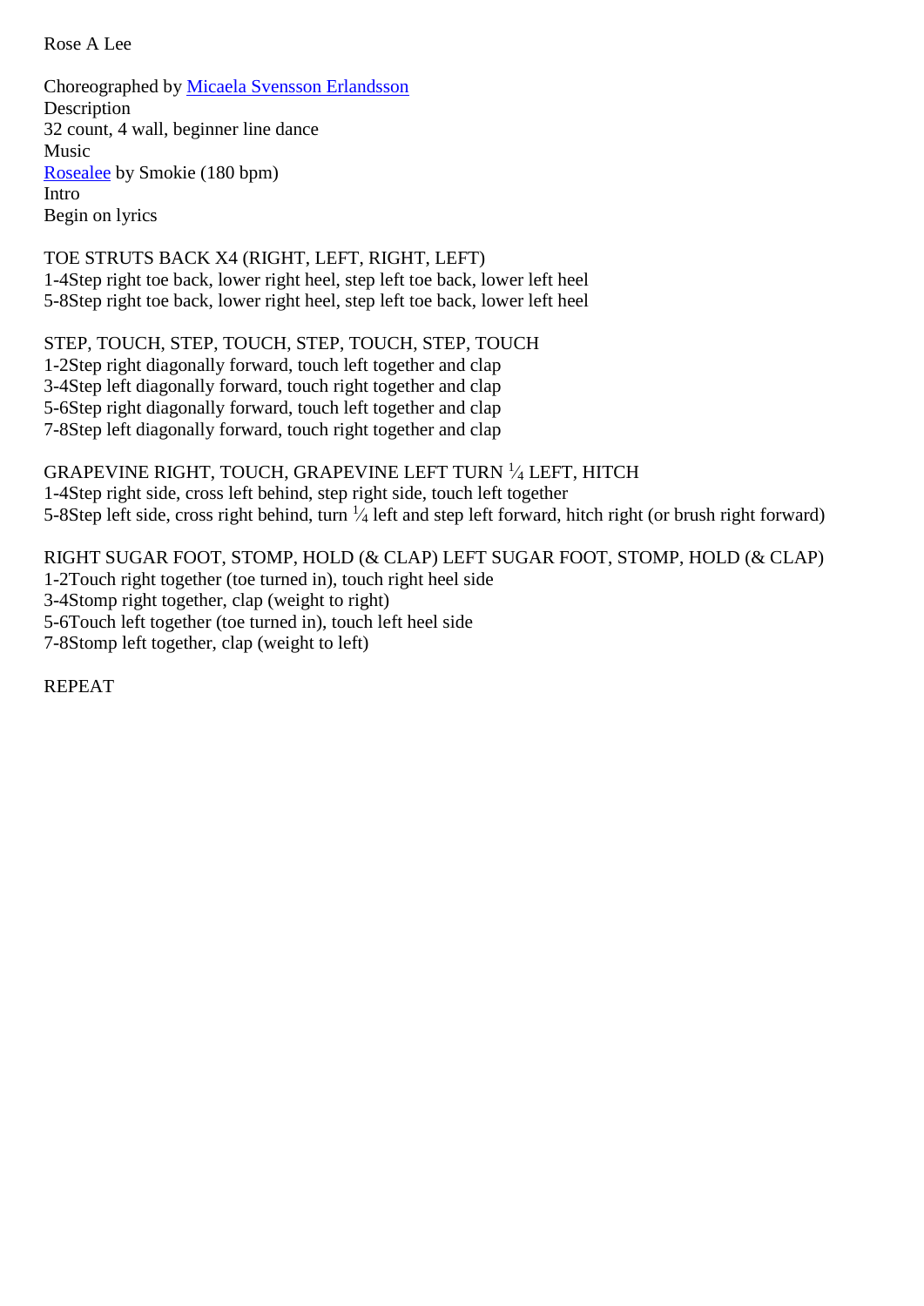# Rose A Lee

Choreographed by [Micaela Svensson Erlandsson]
Description
32 count, 4 wall, beginner line dance
Music
[Rosealee] by Smokie (180 bpm)
Intro
Begin on lyrics

## TOE STRUTS BACK X4 (RIGHT, LEFT, RIGHT, LEFT)

1-4Step right toe back, lower right heel, step left toe back, lower left heel
5-8Step right toe back, lower right heel, step left toe back, lower left heel

## STEP, TOUCH, STEP, TOUCH, STEP, TOUCH, STEP, TOUCH

1-2Step right diagonally forward, touch left together and clap
3-4Step left diagonally forward, touch right together and clap
5-6Step right diagonally forward, touch left together and clap
7-8Step left diagonally forward, touch right together and clap

## GRAPEVINE RIGHT, TOUCH, GRAPEVINE LEFT TURN ¼ LEFT, HITCH

1-4Step right side, cross left behind, step right side, touch left together
5-8Step left side, cross right behind, turn ¼ left and step left forward, hitch right (or brush right forward)

## RIGHT SUGAR FOOT, STOMP, HOLD (& CLAP) LEFT SUGAR FOOT, STOMP, HOLD (& CLAP)

1-2Touch right together (toe turned in), touch right heel side
3-4Stomp right together, clap (weight to right)
5-6Touch left together (toe turned in), touch left heel side
7-8Stomp left together, clap (weight to left)

REPEAT